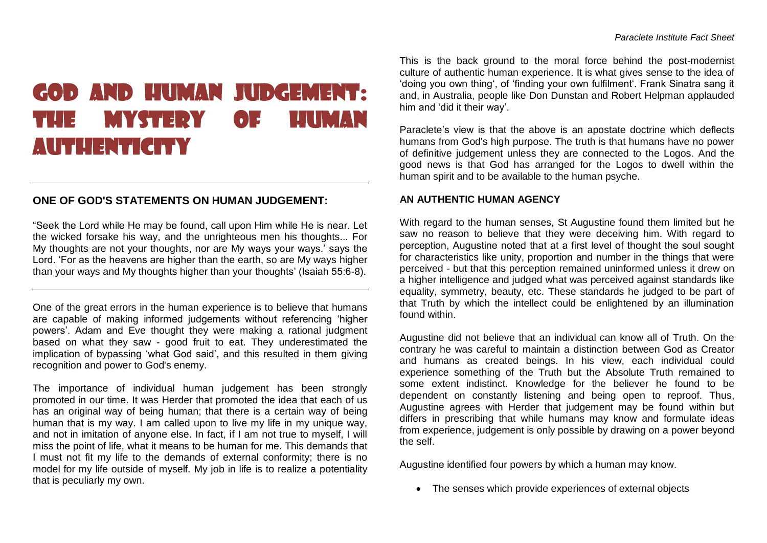# God and Human Judgement: The Mystery of Human Authenticity

## ONE OF GOD'S STATEMENTS ON HUMAN JUDGEMENT:

"Seek the Lord while He may be found, call upon Him while He is near. Let the wicked forsake his way, and the unrighteous men his thoughts... For My thoughts are not your thoughts, nor are My ways your ways.' says the Lord. 'For as the heavens are higher than the earth, so are My ways higher than your ways and My thoughts higher than your thoughts' (Isaiah 55:6-8).

---

One of the great errors in the human experience is to believe that humans are capable of making informed judgements without referencing 'higher powers'. Adam and Eve thought they were making a rational judgment based on what they saw - good fruit to eat. They underestimated the implication of bypassing 'what God said', and this resulted in them giving recognition and power to God's enemy.

The importance of individual human judgement has been strongly promoted in our time. It was Herder that promoted the idea that each of us has an original way of being human; that there is a certain way of being human that is my way. I am called upon to live my life in my unique way, and not in imitation of anyone else. In fact, if I am not true to myself, I will miss the point of life, what it means to be human for me. This demands that I must not fit my life to the demands of external conformity; there is no model for my life outside of myself. My job in life is to realize a potentiality that is peculiarly my own.

This is the back ground to the moral force behind the post-modernist culture of authentic human experience. It is what gives sense to the idea of 'doing you own thing', of 'finding your own fulfilment'. Frank Sinatra sang it and, in Australia, people like Don Dunstan and Robert Helpman applauded him and 'did it their way'.

Paraclete's view is that the above is an apostate doctrine which deflects humans from God's high purpose. The truth is that humans have no power of definitive judgement unless they are connected to the Logos. And the good news is that God has arranged for the Logos to dwell within the human spirit and to be available to the human psyche.

## AN AUTHENTIC HUMAN AGENCY

With regard to the human senses, St Augustine found them limited but he saw no reason to believe that they were deceiving him. With regard to perception, Augustine noted that at a first level of thought the soul sought for characteristics like unity, proportion and number in the things that were perceived - but that this perception remained uninformed unless it drew on a higher intelligence and judged what was perceived against standards like equality, symmetry, beauty, etc. These standards he judged to be part of that Truth by which the intellect could be enlightened by an illumination found within.

Augustine did not believe that an individual can know all of Truth. On the contrary he was careful to maintain a distinction between God as Creator and humans as created beings. In his view, each individual could experience something of the Truth but the Absolute Truth remained to some extent indistinct. Knowledge for the believer he found to be dependent on constantly listening and being open to reproof. Thus, Augustine agrees with Herder that judgement may be found within but differs in prescribing that while humans may know and formulate ideas from experience, judgement is only possible by drawing on a power beyond the self.

Augustine identified four powers by which a human may know.

- The senses which provide experiences of external objects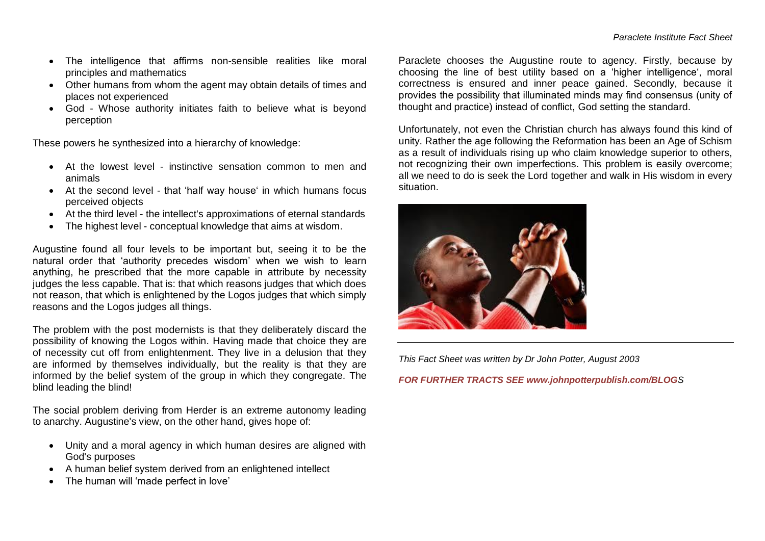- The intelligence that affirms non-sensible realities like moral principles and mathematics
- Other humans from whom the agent may obtain details of times and places not experienced
- God - Whose authority initiates faith to believe what is beyond perception

These powers he synthesized into a hierarchy of knowledge:

- At the lowest level - instinctive sensation common to men and animals
- At the second level - that 'half way house' in which humans focus perceived objects
- At the third level - the intellect's approximations of eternal standards
- The highest level - conceptual knowledge that aims at wisdom.

Augustine found all four levels to be important but, seeing it to be the natural order that 'authority precedes wisdom' when we wish to learn anything, he prescribed that the more capable in attribute by necessity judges the less capable. That is: that which reasons judges that which does not reason, that which is enlightened by the Logos judges that which simply reasons and the Logos judges all things.

The problem with the post modernists is that they deliberately discard the possibility of knowing the Logos within. Having made that choice they are of necessity cut off from enlightenment. They live in a delusion that they are informed by themselves individually, but the reality is that they are informed by the belief system of the group in which they congregate. The blind leading the blind!

The social problem deriving from Herder is an extreme autonomy leading to anarchy. Augustine's view, on the other hand, gives hope of:

- Unity and a moral agency in which human desires are aligned with God's purposes
- A human belief system derived from an enlightened intellect
- The human will 'made perfect in love'

Paraclete chooses the Augustine route to agency. Firstly, because by choosing the line of best utility based on a 'higher intelligence', moral correctness is ensured and inner peace gained. Secondly, because it provides the possibility that illuminated minds may find consensus (unity of thought and practice) instead of conflict, God setting the standard.

Unfortunately, not even the Christian church has always found this kind of unity. Rather the age following the Reformation has been an Age of Schism as a result of individuals rising up who claim knowledge superior to others, not recognizing their own imperfections. This problem is easily overcome; all we need to do is seek the Lord together and walk in His wisdom in every situation.

---

*This Fact Sheet was written by Dr John Potter, August 2003*

***FOR FURTHER TRACTS SEE www.johnpotterpublish.com/BLOGS***